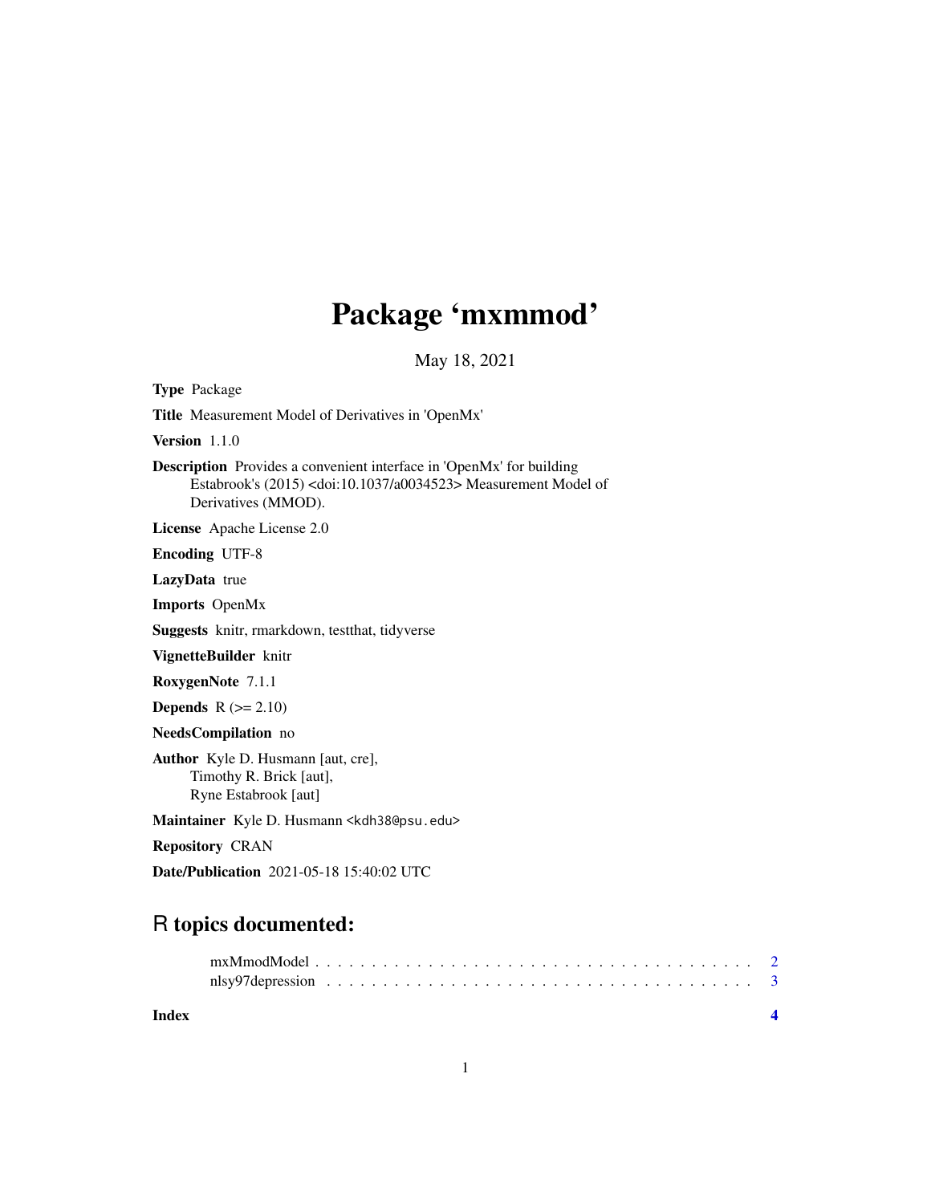# Package 'mxmmod'

May 18, 2021

**Type** Package

**Title** Measurement Model of Derivatives in 'OpenMx'

**Version** 1.1.0

**Description** Provides a convenient interface in 'OpenMx' for building Estabrook's (2015) <doi:10.1037/a0034523> Measurement Model of Derivatives (MMOD).

**License** Apache License 2.0

**Encoding** UTF-8

**LazyData** true

**Imports** OpenMx

**Suggests** knitr, rmarkdown, testthat, tidyverse

**VignetteBuilder** knitr

**RoxygenNote** 7.1.1

**Depends** R (>= 2.10)

**NeedsCompilation** no

**Author** Kyle D. Husmann [aut, cre], Timothy R. Brick [aut], Ryne Estabrook [aut]

**Maintainer** Kyle D. Husmann <kdh38@psu.edu>

**Repository** CRAN

**Date/Publication** 2021-05-18 15:40:02 UTC

## R topics documented:

mxMmodModel . . . . . . . . . . . . . . . . . . . . . . . . . . . . . . . . . . . . . . . 2
nlsy97depression . . . . . . . . . . . . . . . . . . . . . . . . . . . . . . . . . . . . . . 3

**Index** **4**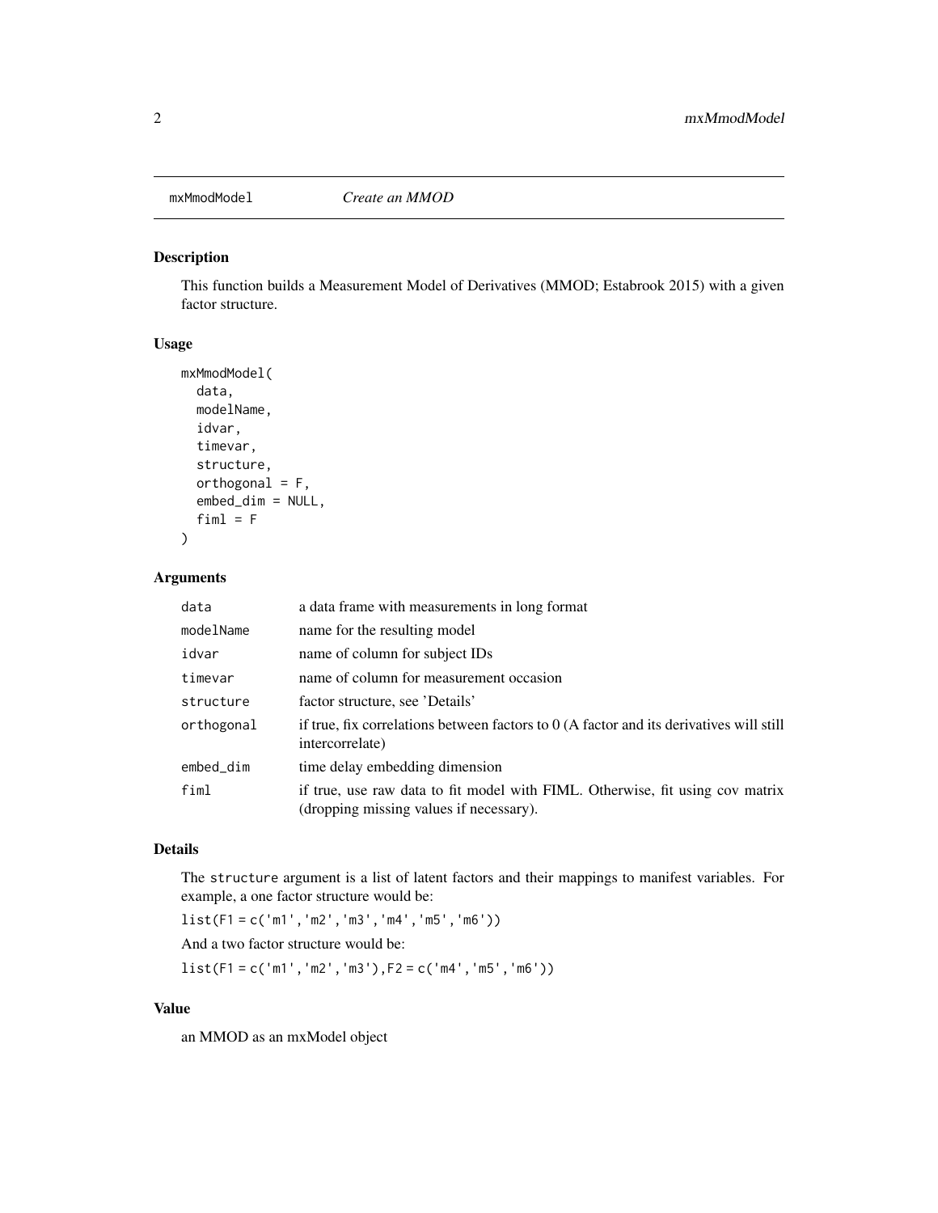## mxMmodModel *Create an MMOD*

### Description

This function builds a Measurement Model of Derivatives (MMOD; Estabrook 2015) with a given factor structure.

### Usage

```
mxMmodModel(
  data,
  modelName,
  idvar,
  timevar,
  structure,
  orthogonal = F,
  embed_dim = NULL,
  fiml = F
)
```

### Arguments

| | |
|---|---|
| data | a data frame with measurements in long format |
| modelName | name for the resulting model |
| idvar | name of column for subject IDs |
| timevar | name of column for measurement occasion |
| structure | factor structure, see 'Details' |
| orthogonal | if true, fix correlations between factors to 0 (A factor and its derivatives will still intercorrelate) |
| embed_dim | time delay embedding dimension |
| fiml | if true, use raw data to fit model with FIML. Otherwise, fit using cov matrix (dropping missing values if necessary). |

### Details

The `structure` argument is a list of latent factors and their mappings to manifest variables. For example, a one factor structure would be:

`list(F1 = c('m1','m2','m3','m4','m5','m6'))`

And a two factor structure would be:

`list(F1 = c('m1','m2','m3'),F2 = c('m4','m5','m6'))`

### Value

an MMOD as an mxModel object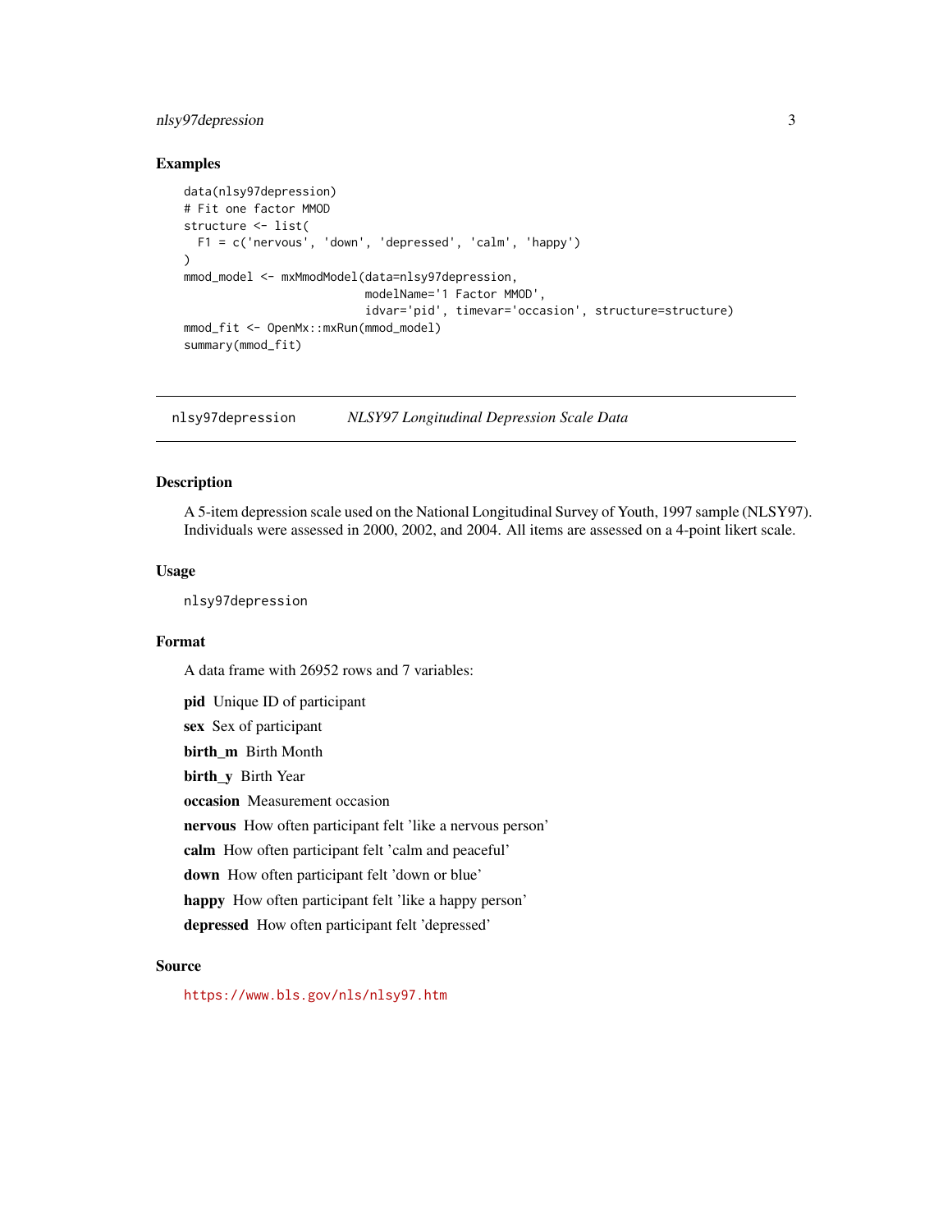## Examples

```
data(nlsy97depression)
# Fit one factor MMOD
structure <- list(
  F1 = c('nervous', 'down', 'depressed', 'calm', 'happy')
)
mmod_model <- mxMmodModel(data=nlsy97depression,
                          modelName='1 Factor MMOD',
                          idvar='pid', timevar='occasion', structure=structure)
mmod_fit <- OpenMx::mxRun(mmod_model)
summary(mmod_fit)
```

---

# nlsy97depression *NLSY97 Longitudinal Depression Scale Data*

---

## Description

A 5-item depression scale used on the National Longitudinal Survey of Youth, 1997 sample (NLSY97). Individuals were assessed in 2000, 2002, and 2004. All items are assessed on a 4-point likert scale.

## Usage

```
nlsy97depression
```

## Format

A data frame with 26952 rows and 7 variables:

**pid** Unique ID of participant

**sex** Sex of participant

**birth_m** Birth Month

**birth_y** Birth Year

**occasion** Measurement occasion

**nervous** How often participant felt 'like a nervous person'

**calm** How often participant felt 'calm and peaceful'

**down** How often participant felt 'down or blue'

**happy** How often participant felt 'like a happy person'

**depressed** How often participant felt 'depressed'

## Source

https://www.bls.gov/nls/nlsy97.htm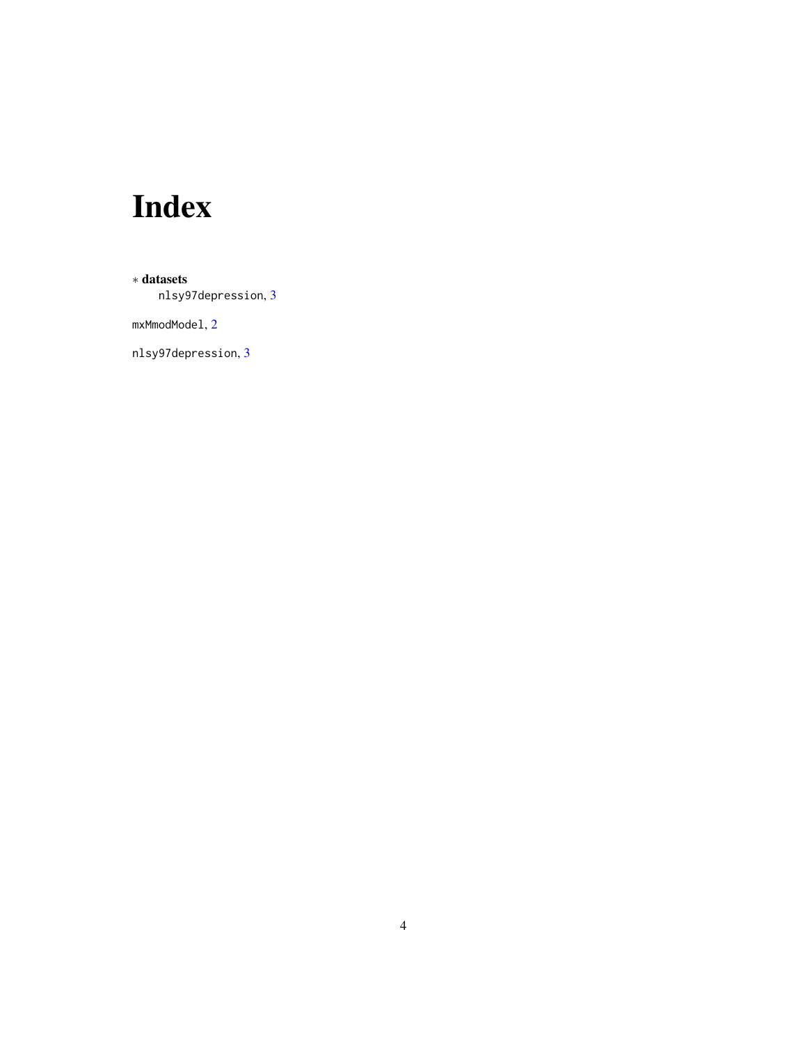# Index

∗ **datasets**
    nlsy97depression, 3

mxMmodModel, 2

nlsy97depression, 3